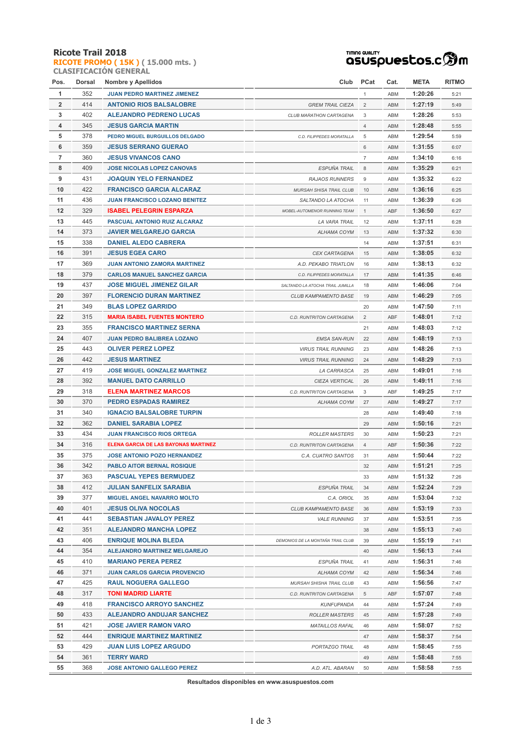# Ricote Trail 2018

## RICOTE PROMO ( 15K ) ( 15.000 mts. )

### CLASIFICACIÓN GENERAL

timing quality asuspuestos.com

| Pos. | Dorsal | Nombre y Apellidos | Club | PCat | Cat. | META | RITMO |
|---|---|---|---|---|---|---|---|
| 1 | 352 | JUAN PEDRO MARTINEZ JIMENEZ | | 1 | ABM | 1:20:26 | 5:21 |
| 2 | 414 | ANTONIO RIOS BALSALOBRE | GREM TRAIL CIEZA | 2 | ABM | 1:27:19 | 5:49 |
| 3 | 402 | ALEJANDRO PEDRENO LUCAS | CLUB MARATHON CARTAGENA | 3 | ABM | 1:28:26 | 5:53 |
| 4 | 345 | JESUS GARCIA MARTIN | | 4 | ABM | 1:28:48 | 5:55 |
| 5 | 378 | PEDRO MIGUEL BURGUILLOS DELGADO | C.D. FILIPPEDES MORATALLA | 5 | ABM | 1:29:54 | 5:59 |
| 6 | 359 | JESUS SERRANO GUERAO | | 6 | ABM | 1:31:55 | 6:07 |
| 7 | 360 | JESUS VIVANCOS CANO | | 7 | ABM | 1:34:10 | 6:16 |
| 8 | 409 | JOSE NICOLAS LOPEZ CANOVAS | ESPUÑA TRAIL | 8 | ABM | 1:35:29 | 6:21 |
| 9 | 431 | JOAQUIN YELO FERNANDEZ | RAJAOS RUNNERS | 9 | ABM | 1:35:32 | 6:22 |
| 10 | 422 | FRANCISCO GARCIA ALCARAZ | MURSAH SHISA TRAIL CLUB | 10 | ABM | 1:36:16 | 6:25 |
| 11 | 436 | JUAN FRANCISCO LOZANO BENITEZ | SALTANDO LA ATOCHA | 11 | ABM | 1:36:39 | 6:26 |
| 12 | 329 | ISABEL PELEGRIN ESPARZA | MOBEL-AUTOMENOR RUNNING TEAM | 1 | ABF | 1:36:50 | 6:27 |
| 13 | 445 | PASCUAL ANTONIO RUIZ ALCARAZ | LA VARA TRAIL | 12 | ABM | 1:37:11 | 6:28 |
| 14 | 373 | JAVIER MELGAREJO GARCIA | ALHAMA COYM | 13 | ABM | 1:37:32 | 6:30 |
| 15 | 338 | DANIEL ALEDO CABRERA | | 14 | ABM | 1:37:51 | 6:31 |
| 16 | 391 | JESUS EGEA CARO | CEX CARTAGENA | 15 | ABM | 1:38:05 | 6:32 |
| 17 | 369 | JUAN ANTONIO ZAMORA MARTINEZ | A.D. PEKABO TRIATLON | 16 | ABM | 1:38:13 | 6:32 |
| 18 | 379 | CARLOS MANUEL SANCHEZ GARCIA | C.D. FILIPPEDES MORATALLA | 17 | ABM | 1:41:35 | 6:46 |
| 19 | 437 | JOSE MIGUEL JIMENEZ GILAR | SALTANDO LA ATOCHA TRAIL JUMILLA | 18 | ABM | 1:46:06 | 7:04 |
| 20 | 397 | FLORENCIO DURAN MARTINEZ | CLUB KAMPAMENTO BASE | 19 | ABM | 1:46:29 | 7:05 |
| 21 | 349 | BLAS LOPEZ GARRIDO | | 20 | ABM | 1:47:50 | 7:11 |
| 22 | 315 | MARIA ISABEL FUENTES MONTERO | C.D. RUNTRITON CARTAGENA | 2 | ABF | 1:48:01 | 7:12 |
| 23 | 355 | FRANCISCO MARTINEZ SERNA | | 21 | ABM | 1:48:03 | 7:12 |
| 24 | 407 | JUAN PEDRO BALIBREA LOZANO | EMSA SAN-RUN | 22 | ABM | 1:48:19 | 7:13 |
| 25 | 443 | OLIVER PEREZ LOPEZ | VIRUS TRAIL RUNNING | 23 | ABM | 1:48:26 | 7:13 |
| 26 | 442 | JESUS MARTINEZ | VIRUS TRAIL RUNNING | 24 | ABM | 1:48:29 | 7:13 |
| 27 | 419 | JOSE MIGUEL GONZALEZ MARTINEZ | LA CARRASCA | 25 | ABM | 1:49:01 | 7:16 |
| 28 | 392 | MANUEL DATO CARRILLO | CIEZA VERTICAL | 26 | ABM | 1:49:11 | 7:16 |
| 29 | 318 | ELENA MARTINEZ MARCOS | C.D. RUNTRITON CARTAGENA | 3 | ABF | 1:49:25 | 7:17 |
| 30 | 370 | PEDRO ESPADAS RAMIREZ | ALHAMA COYM | 27 | ABM | 1:49:27 | 7:17 |
| 31 | 340 | IGNACIO BALSALOBRE TURPIN | | 28 | ABM | 1:49:40 | 7:18 |
| 32 | 362 | DANIEL SARABIA LOPEZ | | 29 | ABM | 1:50:16 | 7:21 |
| 33 | 434 | JUAN FRANCISCO RIOS ORTEGA | ROLLER MASTERS | 30 | ABM | 1:50:23 | 7:21 |
| 34 | 316 | ELENA GARCIA DE LAS BAYONAS MARTINEZ | C.D. RUNTRITON CARTAGENA | 4 | ABF | 1:50:36 | 7:22 |
| 35 | 375 | JOSE ANTONIO POZO HERNANDEZ | C.A. CUATRO SANTOS | 31 | ABM | 1:50:44 | 7:22 |
| 36 | 342 | PABLO AITOR BERNAL ROSIQUE | | 32 | ABM | 1:51:21 | 7:25 |
| 37 | 363 | PASCUAL YEPES BERMUDEZ | | 33 | ABM | 1:51:32 | 7:26 |
| 38 | 412 | JULIAN SANFELIX SARABIA | ESPUÑA TRAIL | 34 | ABM | 1:52:24 | 7:29 |
| 39 | 377 | MIGUEL ANGEL NAVARRO MOLTO | C.A. ORIOL | 35 | ABM | 1:53:04 | 7:32 |
| 40 | 401 | JESUS OLIVA NOCOLAS | CLUB KAMPAMENTO BASE | 36 | ABM | 1:53:19 | 7:33 |
| 41 | 441 | SEBASTIAN JAVALOY PEREZ | VALE RUNNING | 37 | ABM | 1:53:51 | 7:35 |
| 42 | 351 | ALEJANDRO MANCHA LOPEZ | | 38 | ABM | 1:55:13 | 7:40 |
| 43 | 406 | ENRIQUE MOLINA BLEDA | DEMONIOS DE LA MONTAÑA TRAIL CLUB | 39 | ABM | 1:55:19 | 7:41 |
| 44 | 354 | ALEJANDRO MARTINEZ MELGAREJO | | 40 | ABM | 1:56:13 | 7:44 |
| 45 | 410 | MARIANO PEREA PEREZ | ESPUÑA TRAIL | 41 | ABM | 1:56:31 | 7:46 |
| 46 | 371 | JUAN CARLOS GARCIA PROVENCIO | ALHAMA COYM | 42 | ABM | 1:56:34 | 7:46 |
| 47 | 425 | RAUL NOGUERA GALLEGO | MURSAH SHISHA TRAIL CLUB | 43 | ABM | 1:56:56 | 7:47 |
| 48 | 317 | TONI MADRID LIARTE | C.D. RUNTRITON CARTAGENA | 5 | ABF | 1:57:07 | 7:48 |
| 49 | 418 | FRANCISCO ARROYO SANCHEZ | KUNFUPANDA | 44 | ABM | 1:57:24 | 7:49 |
| 50 | 433 | ALEJANDRO ANDUJAR SANCHEZ | ROLLER MASTERS | 45 | ABM | 1:57:28 | 7:49 |
| 51 | 421 | JOSE JAVIER RAMON VARO | MATAILLOS RAFAL | 46 | ABM | 1:58:07 | 7:52 |
| 52 | 444 | ENRIQUE MARTINEZ MARTINEZ | | 47 | ABM | 1:58:37 | 7:54 |
| 53 | 429 | JUAN LUIS LOPEZ ARGUDO | PORTAZGO TRAIL | 48 | ABM | 1:58:45 | 7:55 |
| 54 | 361 | TERRY WARD | | 49 | ABM | 1:58:48 | 7:55 |
| 55 | 368 | JOSE ANTONIO GALLEGO PEREZ | A.D. ATL. ABARAN | 50 | ABM | 1:58:58 | 7:55 |

**Resultados disponibles en www.asuspuestos.com**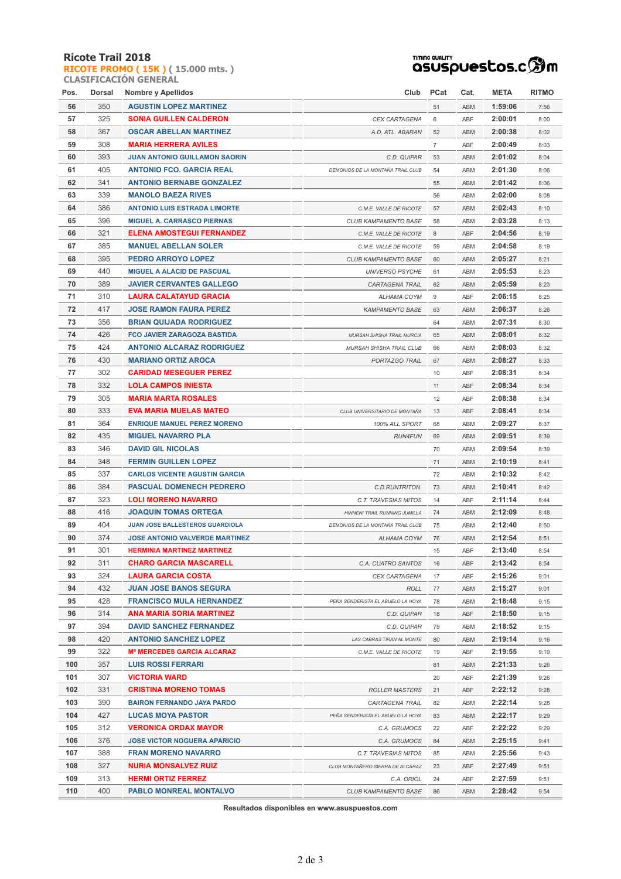## Ricote Trail 2018

**RICOTE PROMO ( 15K ) ( 15.000 mts. )**

**CLASIFICACIÓN GENERAL**

| Pos. | Dorsal | Nombre y Apellidos | Club | PCat | Cat. | META | RITMO |
|---|---|---|---|---|---|---|---|
| 56 | 350 | AGUSTIN LOPEZ MARTINEZ | | 51 | ABM | 1:59:06 | 7:56 |
| 57 | 325 | SONIA GUILLEN CALDERON | CEX CARTAGENA | 6 | ABF | 2:00:01 | 8:00 |
| 58 | 367 | OSCAR ABELLAN MARTINEZ | A.D. ATL. ABARAN | 52 | ABM | 2:00:38 | 8:02 |
| 59 | 308 | MARIA HERRERA AVILES | | 7 | ABF | 2:00:49 | 8:03 |
| 60 | 393 | JUAN ANTONIO GUILLAMON SAORIN | C.D. QUIPAR | 53 | ABM | 2:01:02 | 8:04 |
| 61 | 405 | ANTONIO FCO. GARCIA REAL | DEMONIOS DE LA MONTAÑA TRAIL CLUB | 54 | ABM | 2:01:30 | 8:06 |
| 62 | 341 | ANTONIO BERNABE GONZALEZ | | 55 | ABM | 2:01:42 | 8:06 |
| 63 | 339 | MANOLO BAEZA RIVES | | 56 | ABM | 2:02:00 | 8:08 |
| 64 | 386 | ANTONIO LUIS ESTRADA LIMORTE | C.M.E. VALLE DE RICOTE | 57 | ABM | 2:02:43 | 8:10 |
| 65 | 396 | MIGUEL A. CARRASCO PIERNAS | CLUB KAMPAMENTO BASE | 58 | ABM | 2:03:28 | 8:13 |
| 66 | 321 | ELENA AMOSTEGUI FERNANDEZ | C.M.E. VALLE DE RICOTE | 8 | ABF | 2:04:56 | 8:19 |
| 67 | 385 | MANUEL ABELLAN SOLER | C.M.E. VALLE DE RICOTE | 59 | ABM | 2:04:58 | 8:19 |
| 68 | 395 | PEDRO ARROYO LOPEZ | CLUB KAMPAMENTO BASE | 60 | ABM | 2:05:27 | 8:21 |
| 69 | 440 | MIGUEL A ALACID DE PASCUAL | UNIVERSO PSYCHE | 61 | ABM | 2:05:53 | 8:23 |
| 70 | 389 | JAVIER CERVANTES GALLEGO | CARTAGENA TRAIL | 62 | ABM | 2:05:59 | 8:23 |
| 71 | 310 | LAURA CALATAYUD GRACIA | ALHAMA COYM | 9 | ABF | 2:06:15 | 8:25 |
| 72 | 417 | JOSE RAMON FAURA PEREZ | KAMPAMENTO BASE | 63 | ABM | 2:06:37 | 8:26 |
| 73 | 356 | BRIAN QUIJADA RODRIGUEZ | | 64 | ABM | 2:07:31 | 8:30 |
| 74 | 426 | FCO JAVIER ZARAGOZA BASTIDA | MURSAH SHISHA TRAIL MURCIA | 65 | ABM | 2:08:01 | 8:32 |
| 75 | 424 | ANTONIO ALCARAZ RODRIGUEZ | MURSAH SHISHA TRAIL CLUB | 66 | ABM | 2:08:03 | 8:32 |
| 76 | 430 | MARIANO ORTIZ AROCA | PORTAZGO TRAIL | 67 | ABM | 2:08:27 | 8:33 |
| 77 | 302 | CARIDAD MESEGUER PEREZ | | 10 | ABF | 2:08:31 | 8:34 |
| 78 | 332 | LOLA CAMPOS INIESTA | | 11 | ABF | 2:08:34 | 8:34 |
| 79 | 305 | MARIA MARTA ROSALES | | 12 | ABF | 2:08:38 | 8:34 |
| 80 | 333 | EVA MARIA MUELAS MATEO | CLUB UNIVERSITARIO DE MONTAÑA | 13 | ABF | 2:08:41 | 8:34 |
| 81 | 364 | ENRIQUE MANUEL PEREZ MORENO | 100% ALL SPORT | 68 | ABM | 2:09:27 | 8:37 |
| 82 | 435 | MIGUEL NAVARRO PLA | RUN4FUN | 69 | ABM | 2:09:51 | 8:39 |
| 83 | 346 | DAVID GIL NICOLAS | | 70 | ABM | 2:09:54 | 8:39 |
| 84 | 348 | FERMIN GUILLEN LOPEZ | | 71 | ABM | 2:10:19 | 8:41 |
| 85 | 337 | CARLOS VICENTE AGUSTIN GARCIA | | 72 | ABM | 2:10:32 | 8:42 |
| 86 | 384 | PASCUAL DOMENECH PEDRERO | C.D.RUNTRITON. | 73 | ABM | 2:10:41 | 8:42 |
| 87 | 323 | LOLI MORENO NAVARRO | C.T. TRAVESIAS MITOS | 14 | ABF | 2:11:14 | 8:44 |
| 88 | 416 | JOAQUIN TOMAS ORTEGA | HINNENI TRAIL RUNNING JUMILLA | 74 | ABM | 2:12:09 | 8:48 |
| 89 | 404 | JUAN JOSE BALLESTEROS GUARDIOLA | DEMONIOS DE LA MONTAÑA TRAIL CLUB | 75 | ABM | 2:12:40 | 8:50 |
| 90 | 374 | JOSE ANTONIO VALVERDE MARTINEZ | ALHAMA COYM | 76 | ABM | 2:12:54 | 8:51 |
| 91 | 301 | HERMINIA MARTINEZ MARTINEZ | | 15 | ABF | 2:13:40 | 8:54 |
| 92 | 311 | CHARO GARCIA MASCARELL | C.A. CUATRO SANTOS | 16 | ABF | 2:13:42 | 8:54 |
| 93 | 324 | LAURA GARCIA COSTA | CEX CARTAGENA | 17 | ABF | 2:15:26 | 9:01 |
| 94 | 432 | JUAN JOSE BANOS SEGURA | ROLL | 77 | ABM | 2:15:27 | 9:01 |
| 95 | 428 | FRANCISCO MULA HERNANDEZ | PEÑA SENDERISTA EL ABUELO LA HOYA | 78 | ABM | 2:18:48 | 9:15 |
| 96 | 314 | ANA MARIA SORIA MARTINEZ | C.D. QUIPAR | 18 | ABF | 2:18:50 | 9:15 |
| 97 | 394 | DAVID SANCHEZ FERNANDEZ | C.D. QUIPAR | 79 | ABM | 2:18:52 | 9:15 |
| 98 | 420 | ANTONIO SANCHEZ LOPEZ | LAS CABRAS TIRAN AL MONTE | 80 | ABM | 2:19:14 | 9:16 |
| 99 | 322 | Mª MERCEDES GARCIA ALCARAZ | C.M.E. VALLE DE RICOTE | 19 | ABF | 2:19:55 | 9:19 |
| 100 | 357 | LUIS ROSSI FERRARI | | 81 | ABM | 2:21:33 | 9:26 |
| 101 | 307 | VICTORIA WARD | | 20 | ABF | 2:21:39 | 9:26 |
| 102 | 331 | CRISTINA MORENO TOMAS | ROLLER MASTERS | 21 | ABF | 2:22:12 | 9:28 |
| 103 | 390 | BAIRON FERNANDO JAYA PARDO | CARTAGENA TRAIL | 82 | ABM | 2:22:14 | 9:28 |
| 104 | 427 | LUCAS MOYA PASTOR | PEÑA SENDERISTA EL ABUELO LA HOYA | 83 | ABM | 2:22:17 | 9:29 |
| 105 | 312 | VERONICA ORDAX MAYOR | C.A. GRUMOCS | 22 | ABF | 2:22:22 | 9:29 |
| 106 | 376 | JOSE VICTOR NOGUERA APARICIO | C.A. GRUMOCS | 84 | ABM | 2:25:15 | 9:41 |
| 107 | 388 | FRAN MORENO NAVARRO | C.T. TRAVESIAS MITOS | 85 | ABM | 2:25:56 | 9:43 |
| 108 | 327 | NURIA MONSALVEZ RUIZ | CLUB MONTAÑERO SIERRA DE ALCARAZ | 23 | ABF | 2:27:49 | 9:51 |
| 109 | 313 | HERMI ORTIZ FERREZ | C.A. ORIOL | 24 | ABF | 2:27:59 | 9:51 |
| 110 | 400 | PABLO MONREAL MONTALVO | CLUB KAMPAMENTO BASE | 86 | ABM | 2:28:42 | 9:54 |

**Resultados disponibles en www.asuspuestos.com**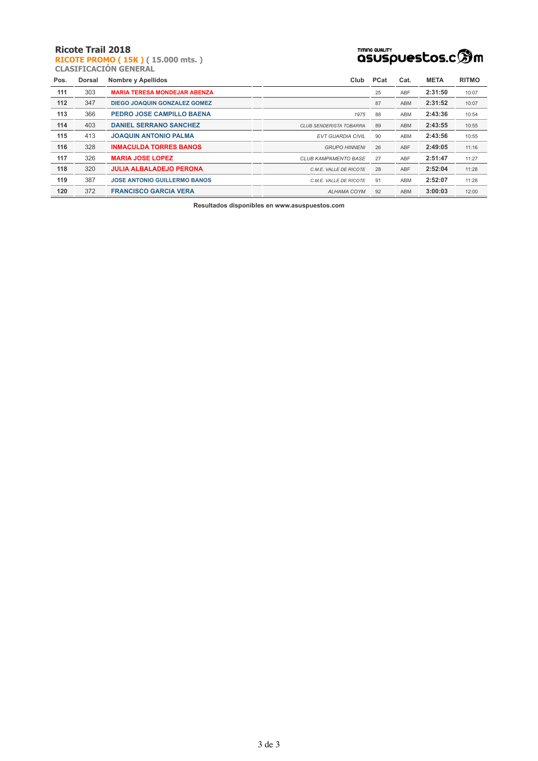**Ricote Trail 2018**

**RICOTE PROMO ( 15K ) ( 15.000 mts. )**

**CLASIFICACIÓN GENERAL**

| Pos. | Dorsal | Nombre y Apellidos | Club | PCat | Cat. | META | RITMO |
|---|---|---|---|---|---|---|---|
| 111 | 303 | MARIA TERESA MONDEJAR ABENZA | | 25 | ABF | 2:31:50 | 10:07 |
| 112 | 347 | DIEGO JOAQUIN GONZALEZ GOMEZ | | 87 | ABM | 2:31:52 | 10:07 |
| 113 | 366 | PEDRO JOSE CAMPILLO BAENA | 1975 | 88 | ABM | 2:43:36 | 10:54 |
| 114 | 403 | DANIEL SERRANO SANCHEZ | CLUB SENDERISTA TOBARRA | 89 | ABM | 2:43:55 | 10:55 |
| 115 | 413 | JOAQUIN ANTONIO PALMA | EVT GUARDIA CIVIL | 90 | ABM | 2:43:56 | 10:55 |
| 116 | 328 | INMACULDA TORRES BANOS | GRUPO HINNENI | 26 | ABF | 2:49:05 | 11:16 |
| 117 | 326 | MARIA JOSE LOPEZ | CLUB KAMPAMENTO BASE | 27 | ABF | 2:51:47 | 11:27 |
| 118 | 320 | JULIA ALBALADEJO PERONA | C.M.E. VALLE DE RICOTE | 28 | ABF | 2:52:04 | 11:28 |
| 119 | 387 | JOSE ANTONIO GUILLERMO BANOS | C.M.E. VALLE DE RICOTE | 91 | ABM | 2:52:07 | 11:28 |
| 120 | 372 | FRANCISCO GARCIA VERA | ALHAMA COYM | 92 | ABM | 3:00:03 | 12:00 |

Resultados disponibles en www.asuspuestos.com